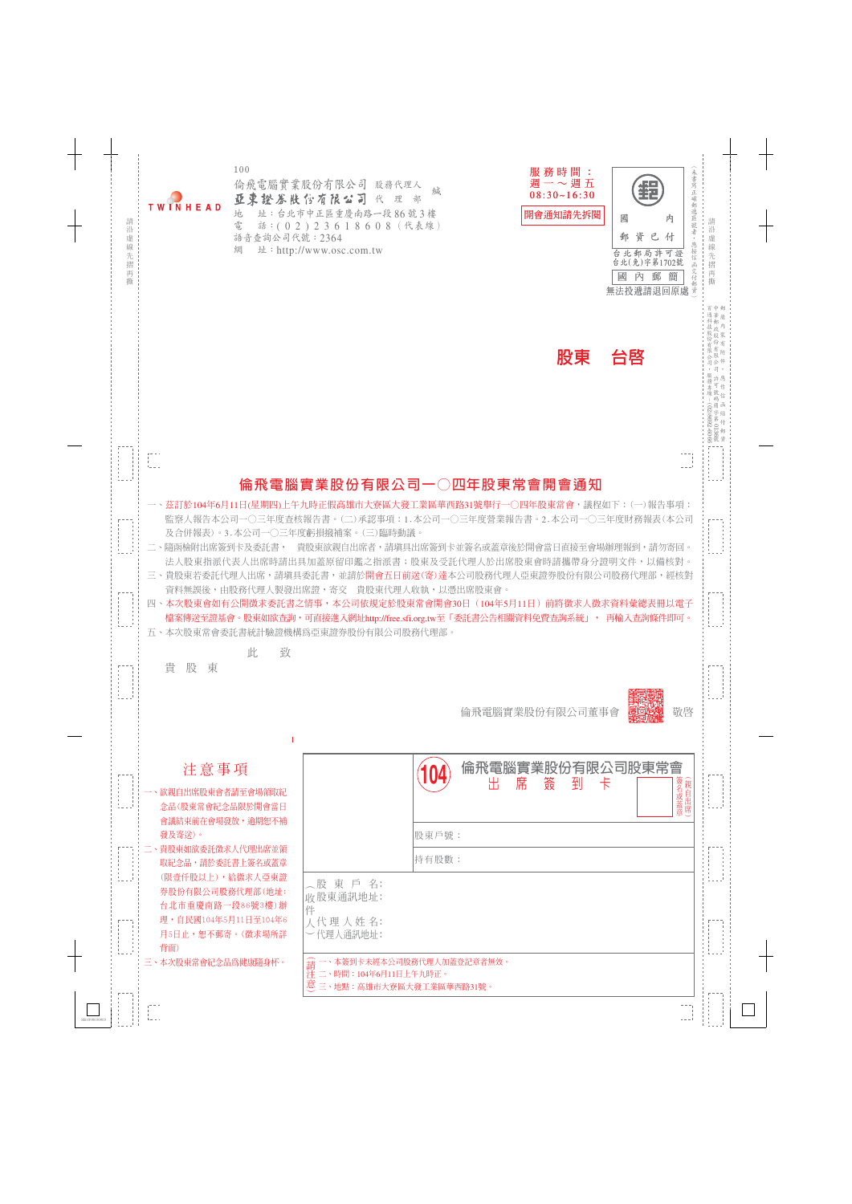100

倫飛電腦實業股份有限公司 股務代理人
亞東證券股份有限公司 代 理 部 緘

TWINHEAD

地　址：台北市中正區重慶南路一段86號3樓
電　話：(02)23618608（代表線）
語音查詢公司代號：2364
網　址：http://www.osc.com.tw

服務時間：
週一～週五
08:30~16:30

開會通知請先拆閱

國內郵資已付
台北郵局許可證
台北(免)字第1702號
國內郵簡

無法投遞請退回原處

股東　台啓

# 倫飛電腦實業股份有限公司一〇四年股東常會開會通知

一、茲訂於104年6月11日(星期四)上午九時正假高雄市大寮區大發工業區華西路31號舉行一〇四年股東常會，議程如下：(一)報告事項：監察人報告本公司一〇三年度查核報告書。(二)承認事項：1.本公司一〇三年度營業報告書。2.本公司一〇三年度財務報表(本公司及合併報表)。3.本公司一〇三年度虧損撥補案。(三)臨時動議。

二、隨函檢附出席簽到卡及委託書，　貴股東欲親自出席者，請填具出席簽到卡並簽名或蓋章後於開會當日直接至會場辦理報到，請勿寄回。法人股東指派代表人出席時請出具加蓋原留印鑑之指派書；股東及受託代理人於出席股東會時請攜帶身分證明文件，以備核對。

三、貴股東若委託代理人出席，請填具委託書，並請於開會五日前送(寄)達本公司股務代理人亞東證券股份有限公司股務代理部，經核對資料無誤後，由股務代理人製發出席證，寄交　貴股東代理人收執，以憑出席股東會。

四、本次股東會如有公開徵求委託書之情事，本公司依規定於股東常會開會30日（104年5月11日）前將徵求人徵求資料彙總表冊以電子檔案傳送至證基會。股東如欲查詢，可直接進入網址http://free.sfi.org.tw至「委託書公告相關資料免費查詢系統」，再輸入查詢條件即可。

五、本次股東常會委託書統計驗證機構為亞東證券股份有限公司股務代理部。

此　致

貴股東

倫飛電腦實業股份有限公司董事會　敬啓

## 注意事項

一、欲親自出席股東會者請至會場領取紀念品(股東常會紀念品限於開會當日會議結束前在會場發放，逾期恕不補發及寄送)。

二、貴股東如欲委託徵求人代理出席並領取紀念品，請於委託書上簽名或蓋章(限壹仟股以上)，給徵求人亞東證券股份有限公司股務代理部(地址：台北市重慶南路一段86號3樓)辦理，自民國104年5月11日至104年6月5日止，恕不郵寄。(徵求場所詳背面)

三、本次股東常會紀念品為健康隨身杯。

## (104) 倫飛電腦實業股份有限公司股東常會 出席簽到卡

（親自出席簽名或蓋章）

股東戶號：

持有股數：

收件人：股東戶名：
股東通訊地址：
代理人姓名：
代理人通訊地址：

請注意：
一、本簽到卡未經本公司股務代理人加蓋登記章者無效。
二、時間：104年6月11日上午九時正。
三、地點：高雄市大寮區大發工業區華西路31號。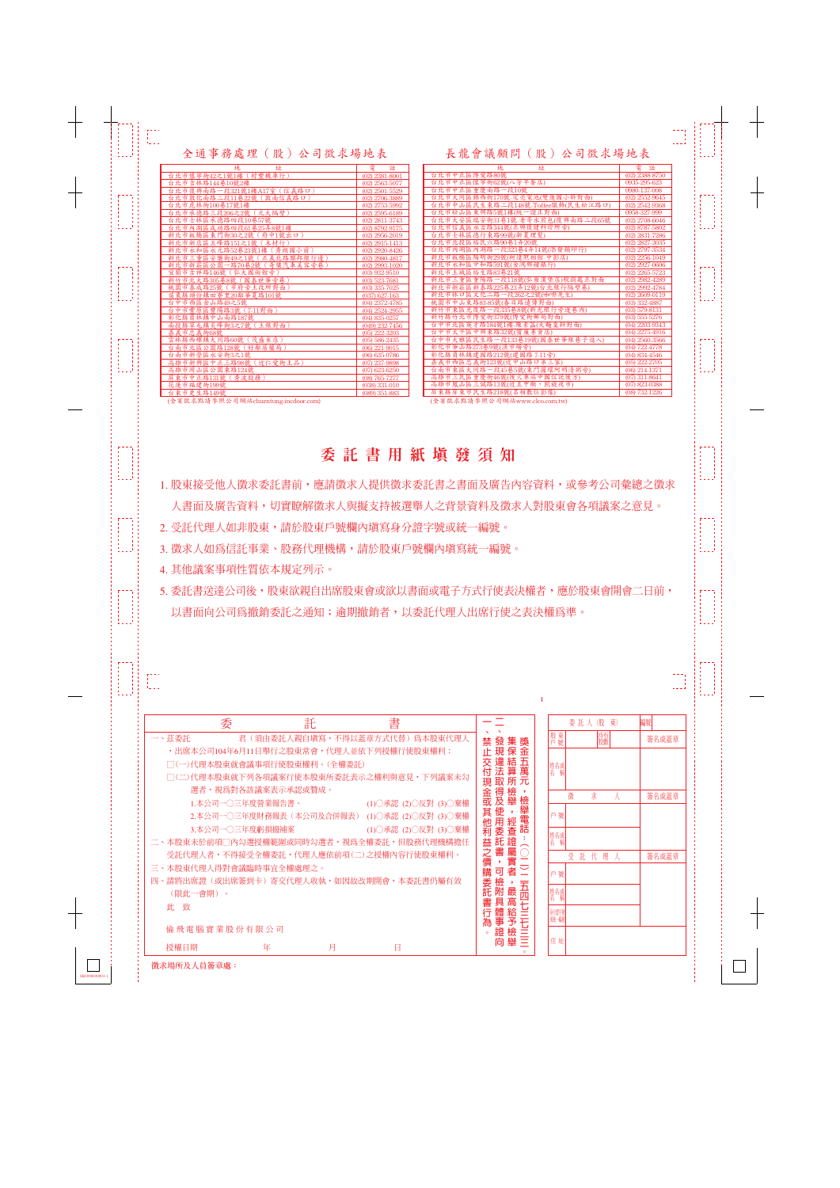## 全通事務處理（股）公司徵求場地表

| 地　址 | 電　話 |
|---|---|
| 台北市博愛路42之1號1樓（財寶機車行） | (02) 2381-8001 |
| 台北市吉林路144巷10號2樓 | (02) 2563-5077 |
| 台北市復興南路一段321號1樓A17室（信義路口） | (02) 2501-5529 |
| 台北市敦化南路二段11巷22號（敦南信義路口） | (02) 2706-3889 |
| 台北市虎林街100巷17號1樓 | (02) 2753-5992 |
| 台北市承德路三段206之2號（光大隔壁） | (02) 2595-6189 |
| 台北市士林區承德路四段10巷57號 | (02) 2811-3743 |
| 台北市內湖區成功路四段61巷25弄8號1樓 | (02) 8792-9175 |
| 新北市板橋區東門街30之2號（府中1號出口） | (02) 2956-2019 |
| 新北市新店區五峰路151之1號（木材行） | (02) 2915-1413 |
| 新北市永和區永元路52巷23號1樓（秀朗國小前） | (02) 2920-8426 |
| 新北市三重區重陽路4之1號（正義北路聯邦銀行邊） | (02) 2980-4817 |
| 新北市新莊區公園一路70巷2號（丰樂汽車美容旁邊） | (02) 2993-1020 |
| 宜蘭市吉祥路146號（仏大國術館旁） | (03) 932-9510 |
| 新竹市光大路305巷8號（國泰世華分行旁） | (03) 523-7681 |
| 桃園市泰成路25號（市府旁土地所對面） | (03) 335-7025 |
| 苗栗縣頭份鎮田寮里20鄰華夏路101號 | (037) 627-163 |
| 台中市西區金山路49之5號 | (04) 2372-4785 |
| 台中市豐原區豐陽路3號（7-11對面） | (04) 2524-2955 |
| 彰化縣員林鎮中山南路187號 | (04) 835-0257 |
| 南投縣草屯鎮虎山路3之7號（玉輝對面） | (049) 232-7456 |
| 嘉義市忠義街68號 | (05) 222-3203 |
| 雲林縣斗六鎮大同路60號（茂鑫米店） | (05) 586-2435 |
| 台南市北區公園路128號（舒都菜篷店） | (06) 221-9015 |
| 台南市新營區永安街3之1號 | (06) 635-0786 |
| 高雄市新興區中正三路68號（近中正藥局三區） | (07) 237-9898 |
| 高雄市岡山區公園東路124號 | (07) 623-6250 |
| 屏東市中正路131號（秀光眼科） | (08) 765-7277 |
| 花蓮市福建街199號 | (038) 331-010 |
| 台東市更生路149號 | (089) 351-883 |

(全省徵求點請參照公司網站chuentung.incdoor.com)

## 長龍會議顧問（股）公司徵求場地表

| 地　址 | 電　話 |
|---|---|
| 台北市中正區博愛路80號 | (02) 2388-8750 |
| 台北市中正區懷寧街62號(大安辛事店) | 0935-295-623 |
| 台北市中正區重慶南路一段10號 | 0980-137-008 |
| 台北市大同區錦西街170號(是忠電池(雙連國小斜對面) | (02) 2552-9645 |
| 台北市中山區民生東路二段146號Toffee咖啡(民生松江路口) | (02) 2542-9368 |
| 台北市松山區東興路59號1樓(統一證正對面) | 0958-327-999 |
| 台北市大安區瑞安街31巷1號-老子水煎包(復興南路二段65號) | (02) 2708-6046 |
| 台北市信義區永吉路344號(正興復健科診所旁) | (02) 8787-5802 |
| 台北市士林區福德路99號(新美理髮) | (02) 2831-7286 |
| 台北市北投區裕民六路90巷1弄20號 | (02) 2827-3033 |
| 台北市內湖區內湖路一段323巷4弄14號(添發麵印行) | (02) 2797-3534 |
| 新北市板橋區明街29號(何道然拍攝中影店) | (02) 2256-1049 |
| 新北市永和區中和路381號(新邁興達銀行) | (02) 2927-0606 |
| 新北市土城區裕生路83巷21號 | (02) 2265-5723 |
| 新北市三重區重陽路一段118號(尖普漢堡店)琉璃處正對面 | (02) 2982-4289 |
| 新北市新莊區新泰路225巷23弄12號(台北銀行隔壁巷) | (02) 2992-4784 |
| 新北市林口區文化三路一段202之2號(神奇光生) | (02) 2609-0119 |
| 桃園市中山東路83-85號(鼎哥路邊傳對面) | (03) 332-4887 |
| 新竹市東區光復路一段335巷8號(新光銀行旁邊巷內) | (03) 579-8131 |
| 新竹縣竹北市博愛街379號(博愛街郵局對面) | (03) 555-5276 |
| 台中市北區英才路184號1樓-聚美品(大鵬金料對面) | (04) 2203-8843 |
| 台中市太平區中興東路32號(富藤專賣店) | (04) 2275-4916 |
| 台中市大雅區民生路一段133巷19號(國泰世華銀長子巷入) | (04) 2560-3566 |
| 彰化市中山路223巷9號(茶市場旁) | (04) 722-4778 |
| 彰化縣員林鎮建國路212號(建國路7-11旁) | (04) 834-4546 |
| 嘉義市西區忠義街123號(近中山路口第三家) | (05) 222-2705 |
| 台南市東區大同路一段45巷5號(東門國理阿明清粥旁) | (06) 214-1371 |
| 高雄市三民區覺民路46號(澄大車站中國佳花蓮旁) | (07) 311-8641 |
| 高雄市鳳山區三民路33號(近五甲路、凱旋夜市) | (07) 823-6388 |
| 屏東縣屏東市民生路218號(名相數位影像) | (08) 732-1226 |

(全省徵求點請參照公司網站www.clco.com.tw)

# 委託書用紙填發須知

1. 股東接受他人徵求委託書前，應請徵求人提供徵求委託書之書面及廣告內容資料，或參考公司彙總之徵求人書面及廣告資料，切實瞭解徵求人與擬支持被選舉人之背景資料及徵求人對股東會各項議案之意見。
2. 受託代理人如非股東，請於股東戶號欄內填寫身分證字號或統一編號。
3. 徵求人如爲信託事業、股務代理機構，請於股東戶號欄內填寫統一編號。
4. 其他議案事項性質依本規定列示。
5. 委託書送達公司後，股東欲親自出席股東會或欲以書面或電子方式行使表決權，應於股東會開會二日前，以書面向公司爲撤銷委託之通知；逾期撤銷者，以委託代理人出席行使之表決權爲準。

## 委　託　書

一、茲委託　　　　君（須由委託人親自填寫，不得以蓋章方式代替）爲本股東代理人，出席本公司104年6月11日舉行之股東常會，代理人並依下列授權行使股東權利：

□(一)代理本股東就會議事項行使股東權利。（全權委託）

□(二)代理本股東就下列議案行使本股東所委託表示之權利與意見，下列議案未勾選者，視爲對各該議案表示承認或贊成。

1.本公司一○三年度營業報告書。　(1)○承認 (2)○反對 (3)○棄權

2.本公司一○三年度財務報表（本公司及合併報表）(1)○承認 (2)○反對 (3)○棄權

3.本公司一○三年度虧損撥補案　(1)○承認 (2)○反對 (3)○棄權

二、本股東未於前項□內勾選授權範圍或同時勾選者，視爲全權委託，但股務代理機構擔任受託代理人者，不得接受全權委託，代理人應依前項(二)之授權內容行使股東權利。

三、本股東代理人得於會議臨時事宜全權處理之。

四、請將出席證（或出席簽到卡）寄交代理人收執，如因故延期開會，本委託書仍屬有效（限此一會期）。

此　致

倫飛電腦實業股份有限公司

授權日期　　　　年　　　　月　　　　日

一、獎金五萬元，檢舉電話：（○二）二五四七三一三三。

二、發現違法取得及使用委託書，經查證屬實者，最高給予檢舉獎金五萬元。

三、禁止交付現金或其他利益之價購委託書行爲。可檢附具體事證向集保結算所檢舉。

| 委託人（股東） | | 編號 |
|---|---|---|
| 股東戶號 | 持有股數 | 簽名或蓋章 |
| 姓名或名稱 | | |
| 徵　求　人 | | 簽名或蓋章 |
| 戶號 | | |
| 姓名或名稱 | | |
| 受託代理人 | | 簽名或蓋章 |
| 戶號 | | |
| 姓名或名稱 | | |
| 身分證字號或統一編號 | | |
| 住址 | | |

徵求場所及人員簽章處：